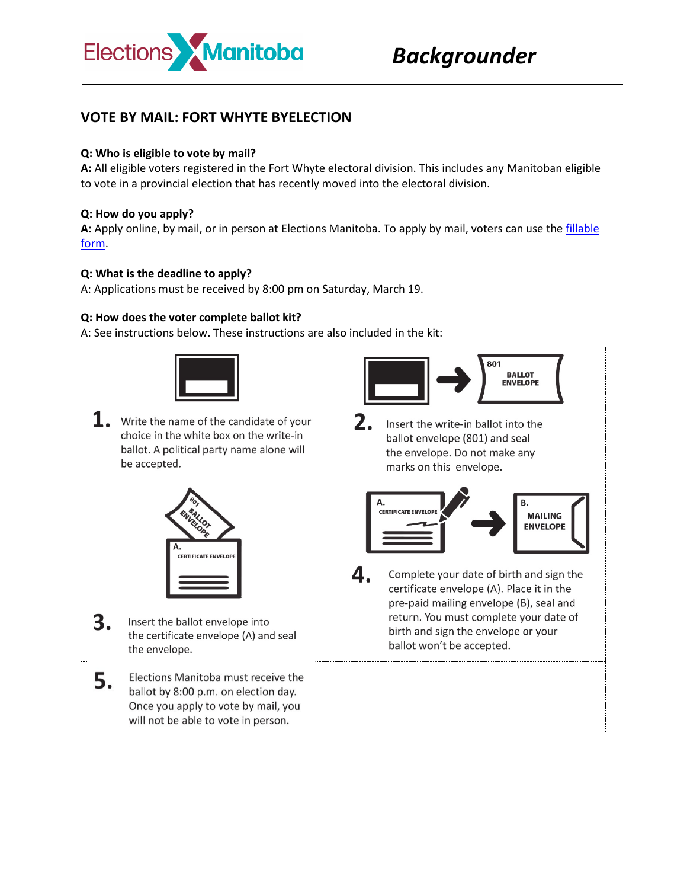Elections Manitoba

*Backgrounder*

## VOTE BY MAIL: FORT WHYTE BYELECTION

**Q: Who is eligible to vote by mail?**

**A:** All eligible voters registered in the Fort Whyte electoral division. This includes any Manitoban eligible to vote in a provincial election that has recently moved into the electoral division.

**Q: How do you apply?**

**A:** Apply online, by mail, or in person at Elections Manitoba. To apply by mail, voters can use the [fillable form](fillable form).

**Q: What is the deadline to apply?**

A: Applications must be received by 8:00 pm on Saturday, March 19.

**Q: How does the voter complete ballot kit?**

A: See instructions below. These instructions are also included in the kit:

1. Write the name of the candidate of your choice in the white box on the write-in ballot. A political party name alone will be accepted.
2. Insert the write-in ballot into the ballot envelope (801) and seal the envelope. Do not make any marks on this envelope.
3. Insert the ballot envelope into the certificate envelope (A) and seal the envelope.
4. Complete your date of birth and sign the certificate envelope (A). Place it in the pre-paid mailing envelope (B), seal and return. You must complete your date of birth and sign the envelope or your ballot won't be accepted.
5. Elections Manitoba must receive the ballot by 8:00 p.m. on election day. Once you apply to vote by mail, you will not be able to vote in person.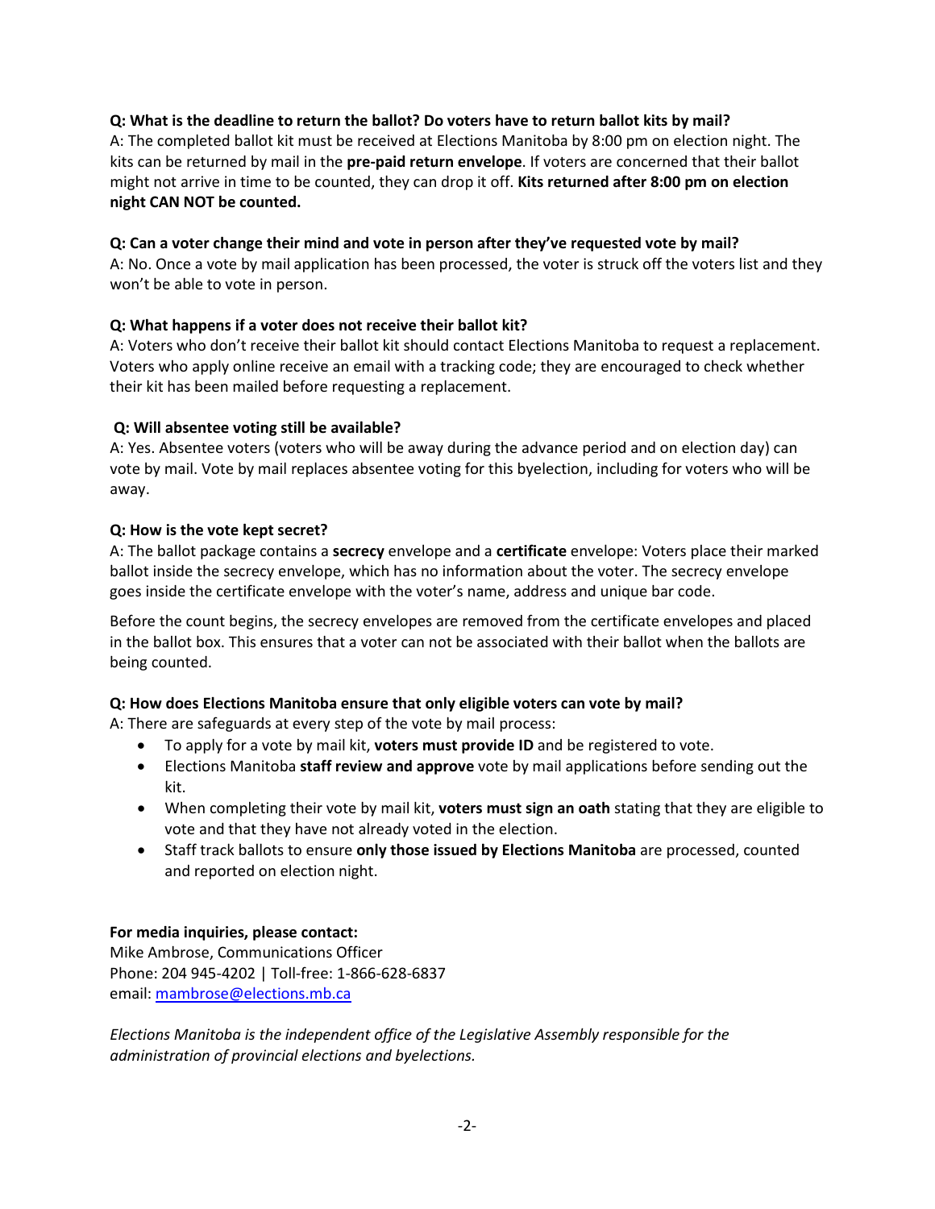**Q: What is the deadline to return the ballot? Do voters have to return ballot kits by mail?**
A: The completed ballot kit must be received at Elections Manitoba by 8:00 pm on election night. The kits can be returned by mail in the **pre-paid return envelope**. If voters are concerned that their ballot might not arrive in time to be counted, they can drop it off. **Kits returned after 8:00 pm on election night CAN NOT be counted.**

**Q: Can a voter change their mind and vote in person after they've requested vote by mail?**
A: No. Once a vote by mail application has been processed, the voter is struck off the voters list and they won't be able to vote in person.

**Q: What happens if a voter does not receive their ballot kit?**
A: Voters who don't receive their ballot kit should contact Elections Manitoba to request a replacement. Voters who apply online receive an email with a tracking code; they are encouraged to check whether their kit has been mailed before requesting a replacement.

**Q: Will absentee voting still be available?**
A: Yes. Absentee voters (voters who will be away during the advance period and on election day) can vote by mail. Vote by mail replaces absentee voting for this byelection, including for voters who will be away.

**Q: How is the vote kept secret?**
A: The ballot package contains a **secrecy** envelope and a **certificate** envelope: Voters place their marked ballot inside the secrecy envelope, which has no information about the voter. The secrecy envelope goes inside the certificate envelope with the voter's name, address and unique bar code.

Before the count begins, the secrecy envelopes are removed from the certificate envelopes and placed in the ballot box. This ensures that a voter can not be associated with their ballot when the ballots are being counted.

**Q: How does Elections Manitoba ensure that only eligible voters can vote by mail?**
A: There are safeguards at every step of the vote by mail process:

- To apply for a vote by mail kit, **voters must provide ID** and be registered to vote.
- Elections Manitoba **staff review and approve** vote by mail applications before sending out the kit.
- When completing their vote by mail kit, **voters must sign an oath** stating that they are eligible to vote and that they have not already voted in the election.
- Staff track ballots to ensure **only those issued by Elections Manitoba** are processed, counted and reported on election night.

**For media inquiries, please contact:**
Mike Ambrose, Communications Officer
Phone: 204 945-4202 | Toll-free: 1-866-628-6837
email: mambrose@elections.mb.ca

*Elections Manitoba is the independent office of the Legislative Assembly responsible for the administration of provincial elections and byelections.*